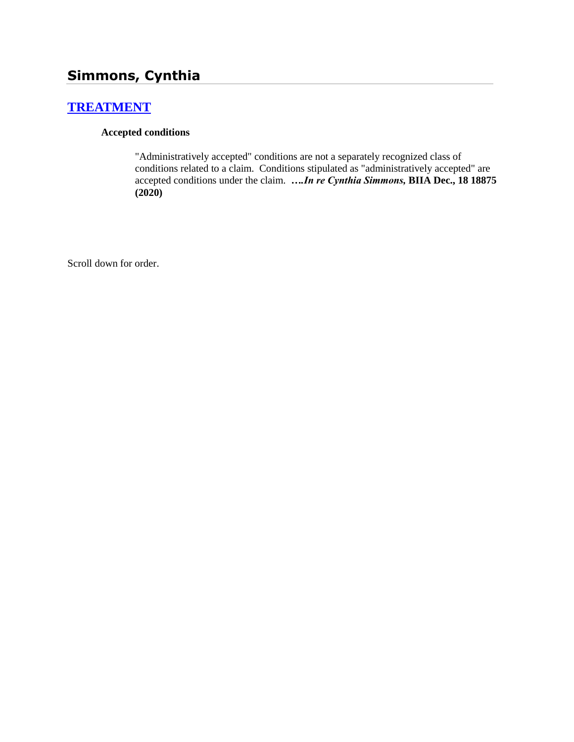## Simmons, Cynthia

### [TREATMENT]

**Accepted conditions**

"Administratively accepted" conditions are not a separately recognized class of conditions related to a claim. Conditions stipulated as "administratively accepted" are accepted conditions under the claim. **….*In re Cynthia Simmons,* BIIA Dec., 18 18875 (2020)**

Scroll down for order.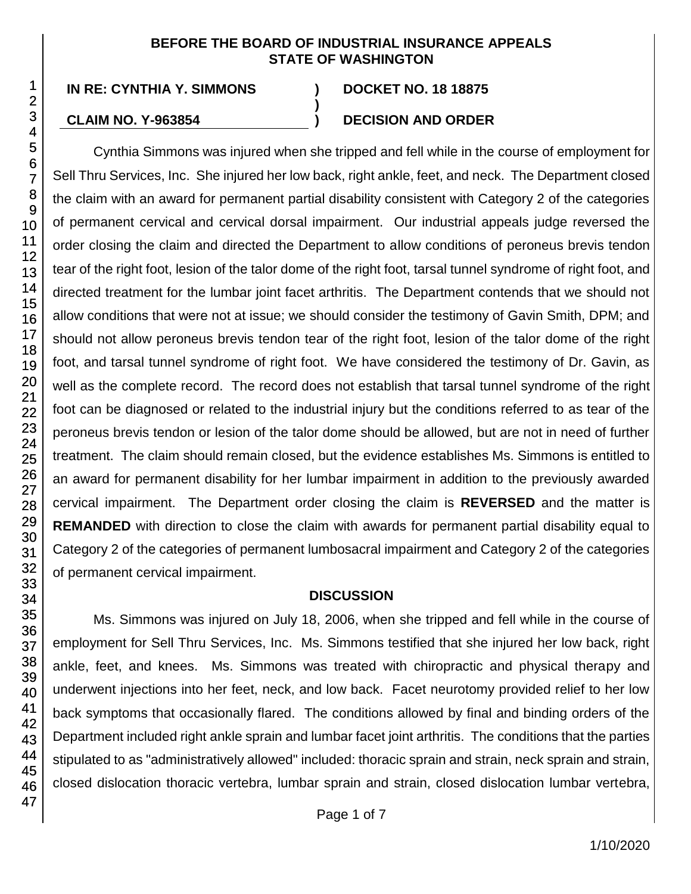BEFORE THE BOARD OF INDUSTRIAL INSURANCE APPEALS
STATE OF WASHINGTON

**IN RE: CYNTHIA Y. SIMMONS** ) **DOCKET NO. 18 18875**
)
**CLAIM NO. Y-963854** ) **DECISION AND ORDER**

Cynthia Simmons was injured when she tripped and fell while in the course of employment for Sell Thru Services, Inc. She injured her low back, right ankle, feet, and neck. The Department closed the claim with an award for permanent partial disability consistent with Category 2 of the categories of permanent cervical and cervical dorsal impairment. Our industrial appeals judge reversed the order closing the claim and directed the Department to allow conditions of peroneus brevis tendon tear of the right foot, lesion of the talor dome of the right foot, tarsal tunnel syndrome of right foot, and directed treatment for the lumbar joint facet arthritis. The Department contends that we should not allow conditions that were not at issue; we should consider the testimony of Gavin Smith, DPM; and should not allow peroneus brevis tendon tear of the right foot, lesion of the talor dome of the right foot, and tarsal tunnel syndrome of right foot. We have considered the testimony of Dr. Gavin, as well as the complete record. The record does not establish that tarsal tunnel syndrome of the right foot can be diagnosed or related to the industrial injury but the conditions referred to as tear of the peroneus brevis tendon or lesion of the talor dome should be allowed, but are not in need of further treatment. The claim should remain closed, but the evidence establishes Ms. Simmons is entitled to an award for permanent disability for her lumbar impairment in addition to the previously awarded cervical impairment. The Department order closing the claim is **REVERSED** and the matter is **REMANDED** with direction to close the claim with awards for permanent partial disability equal to Category 2 of the categories of permanent lumbosacral impairment and Category 2 of the categories of permanent cervical impairment.

## DISCUSSION

Ms. Simmons was injured on July 18, 2006, when she tripped and fell while in the course of employment for Sell Thru Services, Inc. Ms. Simmons testified that she injured her low back, right ankle, feet, and knees. Ms. Simmons was treated with chiropractic and physical therapy and underwent injections into her feet, neck, and low back. Facet neurotomy provided relief to her low back symptoms that occasionally flared. The conditions allowed by final and binding orders of the Department included right ankle sprain and lumbar facet joint arthritis. The conditions that the parties stipulated to as "administratively allowed" included: thoracic sprain and strain, neck sprain and strain, closed dislocation thoracic vertebra, lumbar sprain and strain, closed dislocation lumbar vertebra,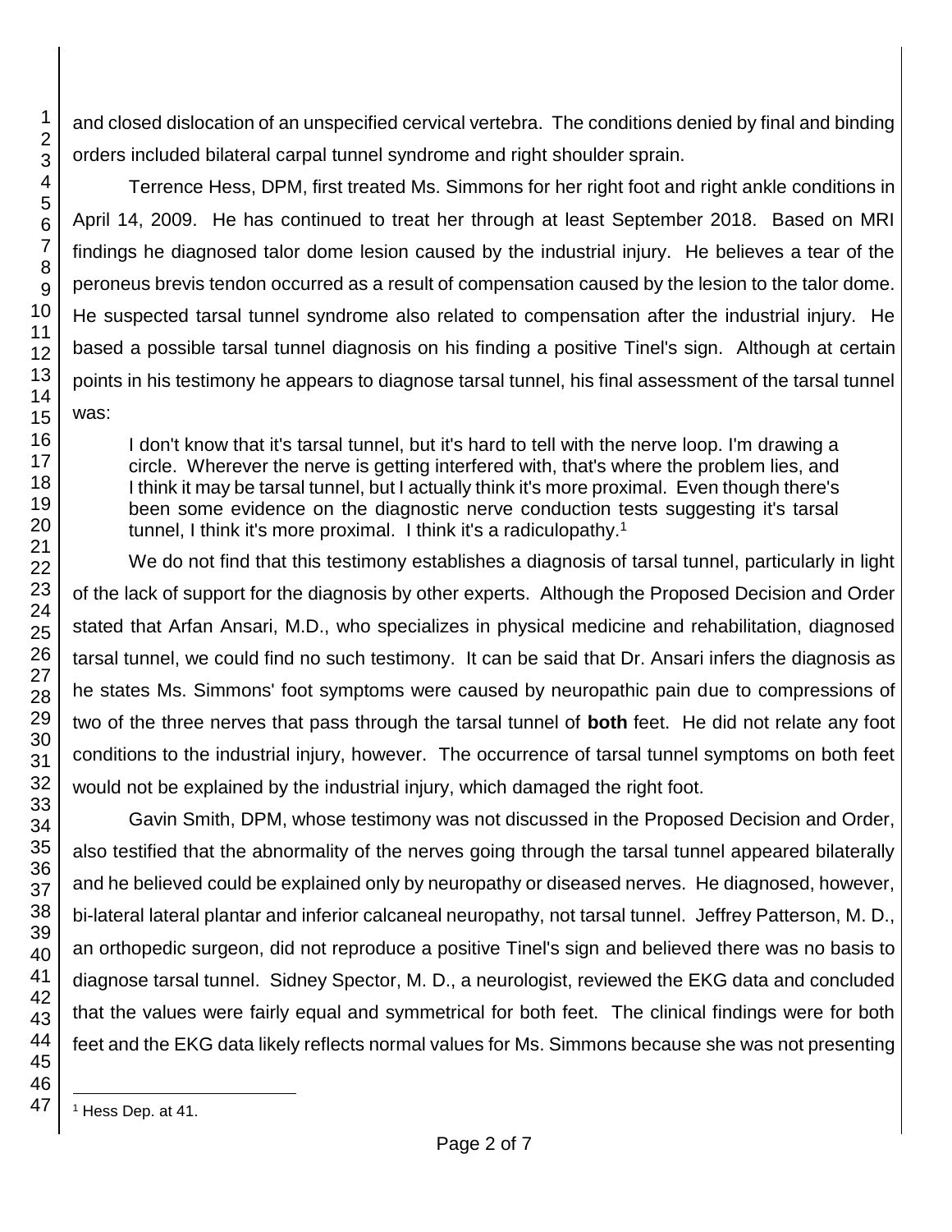and closed dislocation of an unspecified cervical vertebra. The conditions denied by final and binding orders included bilateral carpal tunnel syndrome and right shoulder sprain.

Terrence Hess, DPM, first treated Ms. Simmons for her right foot and right ankle conditions in April 14, 2009. He has continued to treat her through at least September 2018. Based on MRI findings he diagnosed talor dome lesion caused by the industrial injury. He believes a tear of the peroneus brevis tendon occurred as a result of compensation caused by the lesion to the talor dome. He suspected tarsal tunnel syndrome also related to compensation after the industrial injury. He based a possible tarsal tunnel diagnosis on his finding a positive Tinel's sign. Although at certain points in his testimony he appears to diagnose tarsal tunnel, his final assessment of the tarsal tunnel was:

> I don't know that it's tarsal tunnel, but it's hard to tell with the nerve loop. I'm drawing a circle. Wherever the nerve is getting interfered with, that's where the problem lies, and I think it may be tarsal tunnel, but I actually think it's more proximal. Even though there's been some evidence on the diagnostic nerve conduction tests suggesting it's tarsal tunnel, I think it's more proximal. I think it's a radiculopathy.[1]

We do not find that this testimony establishes a diagnosis of tarsal tunnel, particularly in light of the lack of support for the diagnosis by other experts. Although the Proposed Decision and Order stated that Arfan Ansari, M.D., who specializes in physical medicine and rehabilitation, diagnosed tarsal tunnel, we could find no such testimony. It can be said that Dr. Ansari infers the diagnosis as he states Ms. Simmons' foot symptoms were caused by neuropathic pain due to compressions of two of the three nerves that pass through the tarsal tunnel of **both** feet. He did not relate any foot conditions to the industrial injury, however. The occurrence of tarsal tunnel symptoms on both feet would not be explained by the industrial injury, which damaged the right foot.

Gavin Smith, DPM, whose testimony was not discussed in the Proposed Decision and Order, also testified that the abnormality of the nerves going through the tarsal tunnel appeared bilaterally and he believed could be explained only by neuropathy or diseased nerves. He diagnosed, however, bi-lateral lateral plantar and inferior calcaneal neuropathy, not tarsal tunnel. Jeffrey Patterson, M. D., an orthopedic surgeon, did not reproduce a positive Tinel's sign and believed there was no basis to diagnose tarsal tunnel. Sidney Spector, M. D., a neurologist, reviewed the EKG data and concluded that the values were fairly equal and symmetrical for both feet. The clinical findings were for both feet and the EKG data likely reflects normal values for Ms. Simmons because she was not presenting

---

[1] Hess Dep. at 41.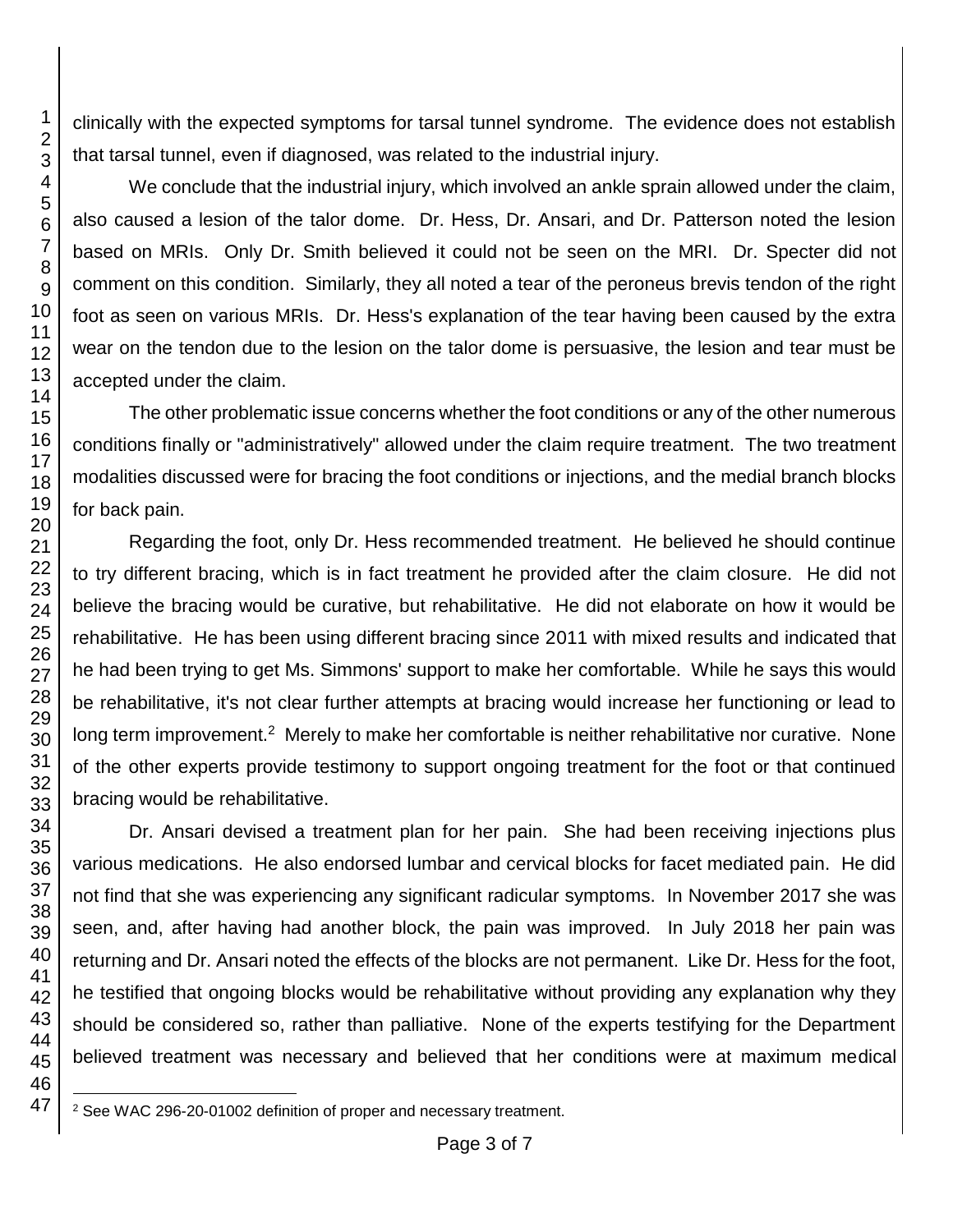clinically with the expected symptoms for tarsal tunnel syndrome. The evidence does not establish that tarsal tunnel, even if diagnosed, was related to the industrial injury.

We conclude that the industrial injury, which involved an ankle sprain allowed under the claim, also caused a lesion of the talor dome. Dr. Hess, Dr. Ansari, and Dr. Patterson noted the lesion based on MRIs. Only Dr. Smith believed it could not be seen on the MRI. Dr. Specter did not comment on this condition. Similarly, they all noted a tear of the peroneus brevis tendon of the right foot as seen on various MRIs. Dr. Hess's explanation of the tear having been caused by the extra wear on the tendon due to the lesion on the talor dome is persuasive, the lesion and tear must be accepted under the claim.

The other problematic issue concerns whether the foot conditions or any of the other numerous conditions finally or "administratively" allowed under the claim require treatment. The two treatment modalities discussed were for bracing the foot conditions or injections, and the medial branch blocks for back pain.

Regarding the foot, only Dr. Hess recommended treatment. He believed he should continue to try different bracing, which is in fact treatment he provided after the claim closure. He did not believe the bracing would be curative, but rehabilitative. He did not elaborate on how it would be rehabilitative. He has been using different bracing since 2011 with mixed results and indicated that he had been trying to get Ms. Simmons' support to make her comfortable. While he says this would be rehabilitative, it's not clear further attempts at bracing would increase her functioning or lead to long term improvement.[2] Merely to make her comfortable is neither rehabilitative nor curative. None of the other experts provide testimony to support ongoing treatment for the foot or that continued bracing would be rehabilitative.

Dr. Ansari devised a treatment plan for her pain. She had been receiving injections plus various medications. He also endorsed lumbar and cervical blocks for facet mediated pain. He did not find that she was experiencing any significant radicular symptoms. In November 2017 she was seen, and, after having had another block, the pain was improved. In July 2018 her pain was returning and Dr. Ansari noted the effects of the blocks are not permanent. Like Dr. Hess for the foot, he testified that ongoing blocks would be rehabilitative without providing any explanation why they should be considered so, rather than palliative. None of the experts testifying for the Department believed treatment was necessary and believed that her conditions were at maximum medical

[2] See WAC 296-20-01002 definition of proper and necessary treatment.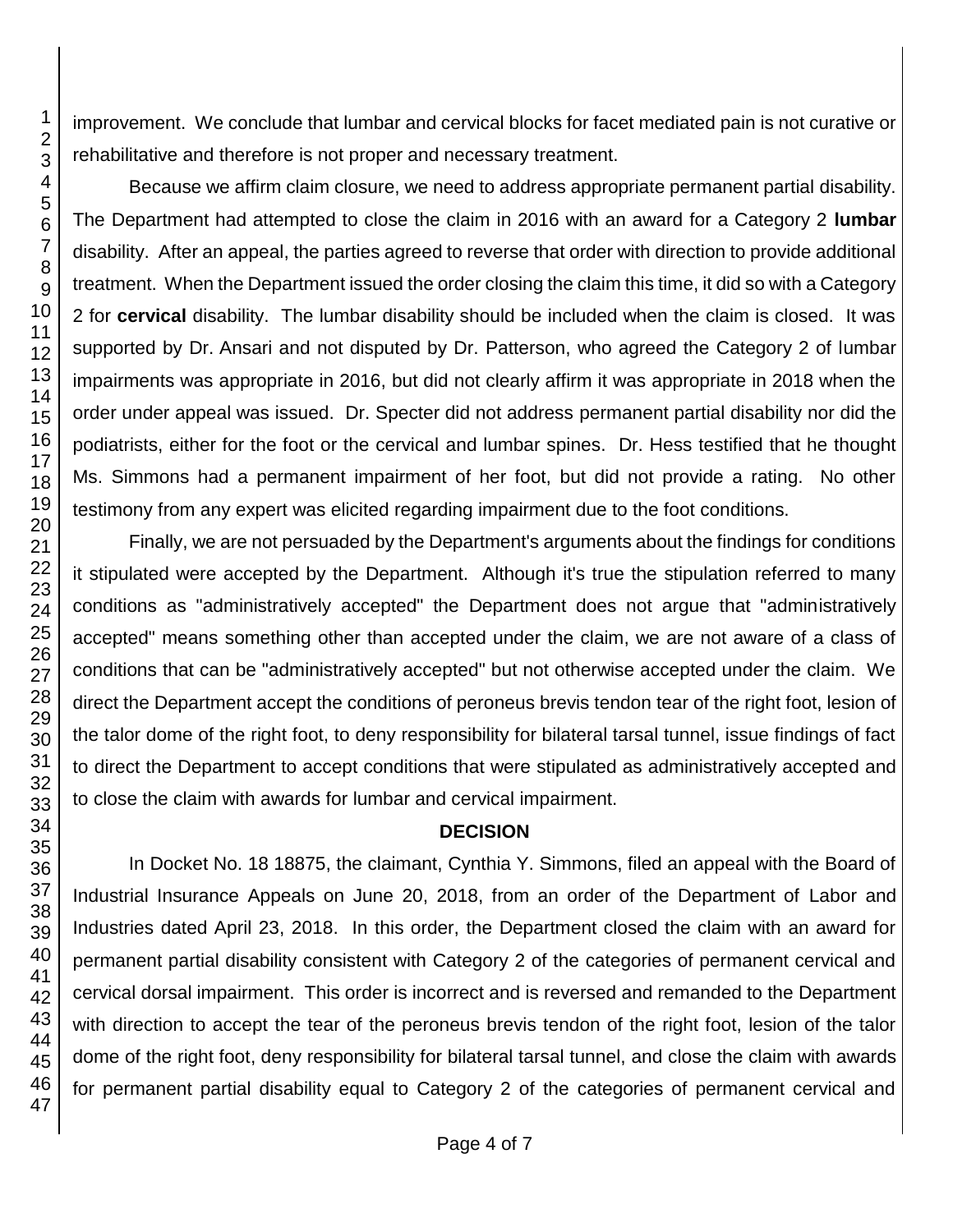improvement. We conclude that lumbar and cervical blocks for facet mediated pain is not curative or rehabilitative and therefore is not proper and necessary treatment.

Because we affirm claim closure, we need to address appropriate permanent partial disability. The Department had attempted to close the claim in 2016 with an award for a Category 2 **lumbar** disability. After an appeal, the parties agreed to reverse that order with direction to provide additional treatment. When the Department issued the order closing the claim this time, it did so with a Category 2 for **cervical** disability. The lumbar disability should be included when the claim is closed. It was supported by Dr. Ansari and not disputed by Dr. Patterson, who agreed the Category 2 of lumbar impairments was appropriate in 2016, but did not clearly affirm it was appropriate in 2018 when the order under appeal was issued. Dr. Specter did not address permanent partial disability nor did the podiatrists, either for the foot or the cervical and lumbar spines. Dr. Hess testified that he thought Ms. Simmons had a permanent impairment of her foot, but did not provide a rating. No other testimony from any expert was elicited regarding impairment due to the foot conditions.

Finally, we are not persuaded by the Department's arguments about the findings for conditions it stipulated were accepted by the Department. Although it's true the stipulation referred to many conditions as "administratively accepted" the Department does not argue that "administratively accepted" means something other than accepted under the claim, we are not aware of a class of conditions that can be "administratively accepted" but not otherwise accepted under the claim. We direct the Department accept the conditions of peroneus brevis tendon tear of the right foot, lesion of the talor dome of the right foot, to deny responsibility for bilateral tarsal tunnel, issue findings of fact to direct the Department to accept conditions that were stipulated as administratively accepted and to close the claim with awards for lumbar and cervical impairment.

## DECISION

In Docket No. 18 18875, the claimant, Cynthia Y. Simmons, filed an appeal with the Board of Industrial Insurance Appeals on June 20, 2018, from an order of the Department of Labor and Industries dated April 23, 2018. In this order, the Department closed the claim with an award for permanent partial disability consistent with Category 2 of the categories of permanent cervical and cervical dorsal impairment. This order is incorrect and is reversed and remanded to the Department with direction to accept the tear of the peroneus brevis tendon of the right foot, lesion of the talor dome of the right foot, deny responsibility for bilateral tarsal tunnel, and close the claim with awards for permanent partial disability equal to Category 2 of the categories of permanent cervical and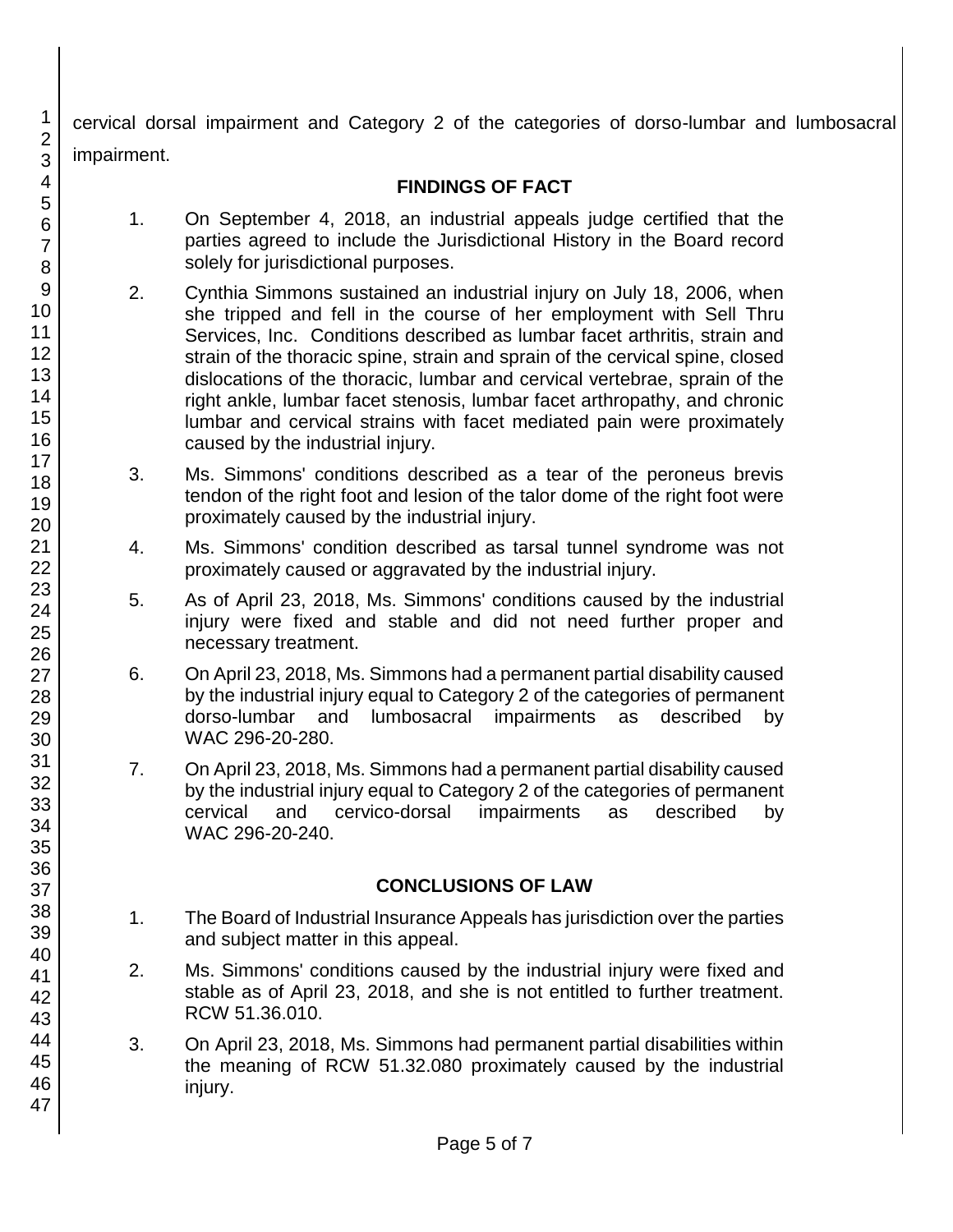cervical dorsal impairment and Category 2 of the categories of dorso-lumbar and lumbosacral impairment.

## FINDINGS OF FACT

1. On September 4, 2018, an industrial appeals judge certified that the parties agreed to include the Jurisdictional History in the Board record solely for jurisdictional purposes.

2. Cynthia Simmons sustained an industrial injury on July 18, 2006, when she tripped and fell in the course of her employment with Sell Thru Services, Inc. Conditions described as lumbar facet arthritis, strain and strain of the thoracic spine, strain and sprain of the cervical spine, closed dislocations of the thoracic, lumbar and cervical vertebrae, sprain of the right ankle, lumbar facet stenosis, lumbar facet arthropathy, and chronic lumbar and cervical strains with facet mediated pain were proximately caused by the industrial injury.

3. Ms. Simmons' conditions described as a tear of the peroneus brevis tendon of the right foot and lesion of the talor dome of the right foot were proximately caused by the industrial injury.

4. Ms. Simmons' condition described as tarsal tunnel syndrome was not proximately caused or aggravated by the industrial injury.

5. As of April 23, 2018, Ms. Simmons' conditions caused by the industrial injury were fixed and stable and did not need further proper and necessary treatment.

6. On April 23, 2018, Ms. Simmons had a permanent partial disability caused by the industrial injury equal to Category 2 of the categories of permanent dorso-lumbar and lumbosacral impairments as described by WAC 296-20-280.

7. On April 23, 2018, Ms. Simmons had a permanent partial disability caused by the industrial injury equal to Category 2 of the categories of permanent cervical and cervico-dorsal impairments as described by WAC 296-20-240.

## CONCLUSIONS OF LAW

1. The Board of Industrial Insurance Appeals has jurisdiction over the parties and subject matter in this appeal.

2. Ms. Simmons' conditions caused by the industrial injury were fixed and stable as of April 23, 2018, and she is not entitled to further treatment. RCW 51.36.010.

3. On April 23, 2018, Ms. Simmons had permanent partial disabilities within the meaning of RCW 51.32.080 proximately caused by the industrial injury.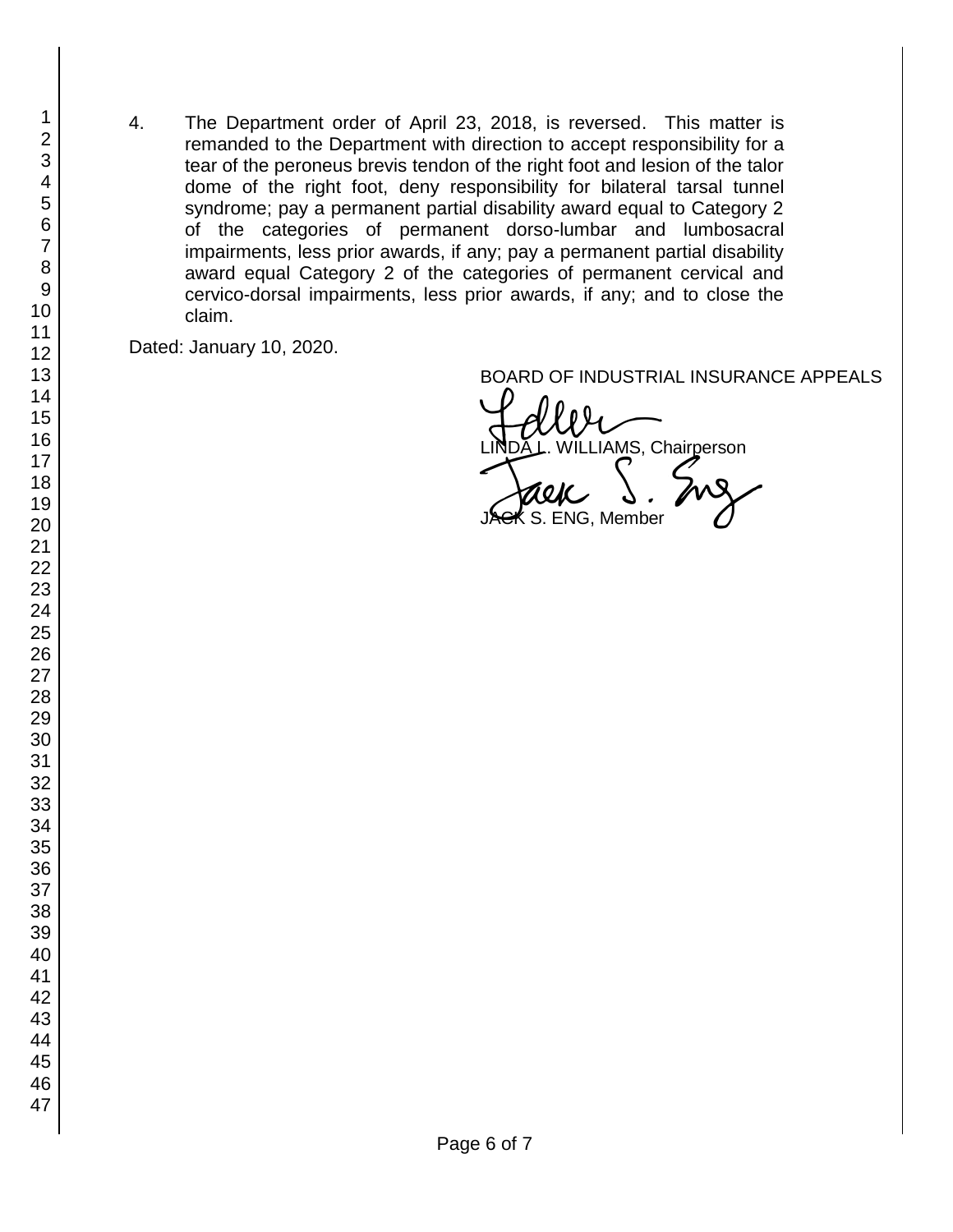4. The Department order of April 23, 2018, is reversed. This matter is remanded to the Department with direction to accept responsibility for a tear of the peroneus brevis tendon of the right foot and lesion of the talor dome of the right foot, deny responsibility for bilateral tarsal tunnel syndrome; pay a permanent partial disability award equal to Category 2 of the categories of permanent dorso-lumbar and lumbosacral impairments, less prior awards, if any; pay a permanent partial disability award equal Category 2 of the categories of permanent cervical and cervico-dorsal impairments, less prior awards, if any; and to close the claim.

Dated: January 10, 2020.

BOARD OF INDUSTRIAL INSURANCE APPEALS

LINDA L. WILLIAMS, Chairperson

JACK S. ENG, Member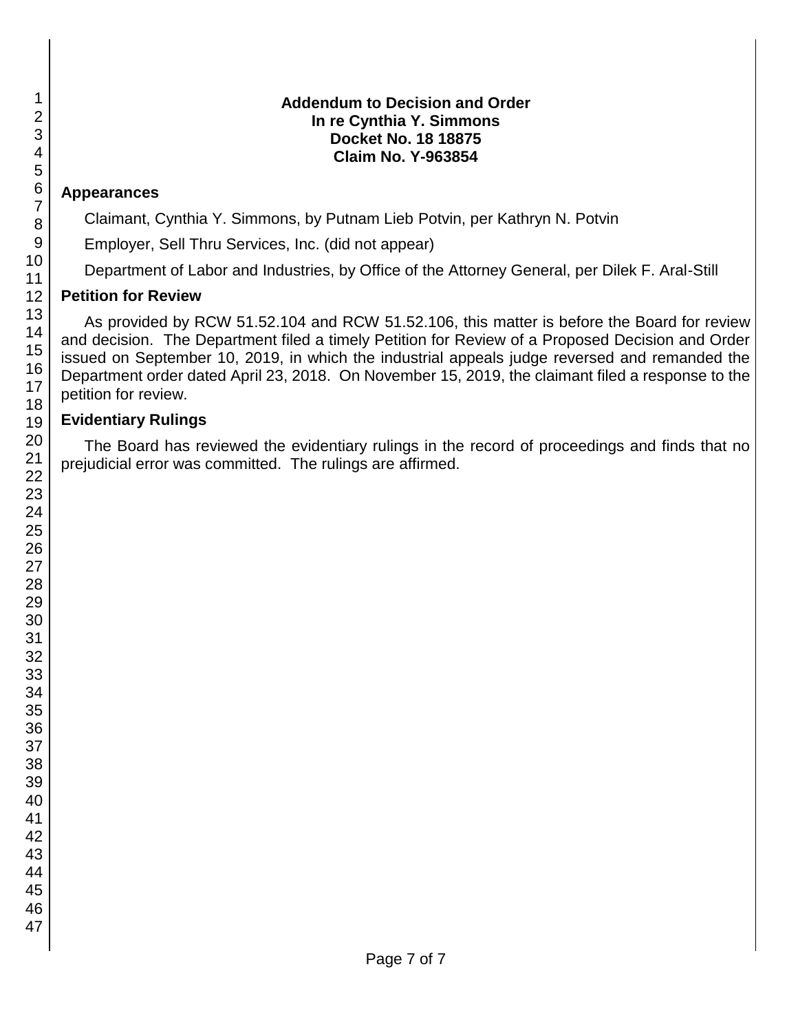**Addendum to Decision and Order**
**In re Cynthia Y. Simmons**
**Docket No. 18 18875**
**Claim No. Y-963854**

## Appearances

Claimant, Cynthia Y. Simmons, by Putnam Lieb Potvin, per Kathryn N. Potvin

Employer, Sell Thru Services, Inc. (did not appear)

Department of Labor and Industries, by Office of the Attorney General, per Dilek F. Aral-Still

## Petition for Review

As provided by RCW 51.52.104 and RCW 51.52.106, this matter is before the Board for review and decision. The Department filed a timely Petition for Review of a Proposed Decision and Order issued on September 10, 2019, in which the industrial appeals judge reversed and remanded the Department order dated April 23, 2018. On November 15, 2019, the claimant filed a response to the petition for review.

## Evidentiary Rulings

The Board has reviewed the evidentiary rulings in the record of proceedings and finds that no prejudicial error was committed. The rulings are affirmed.